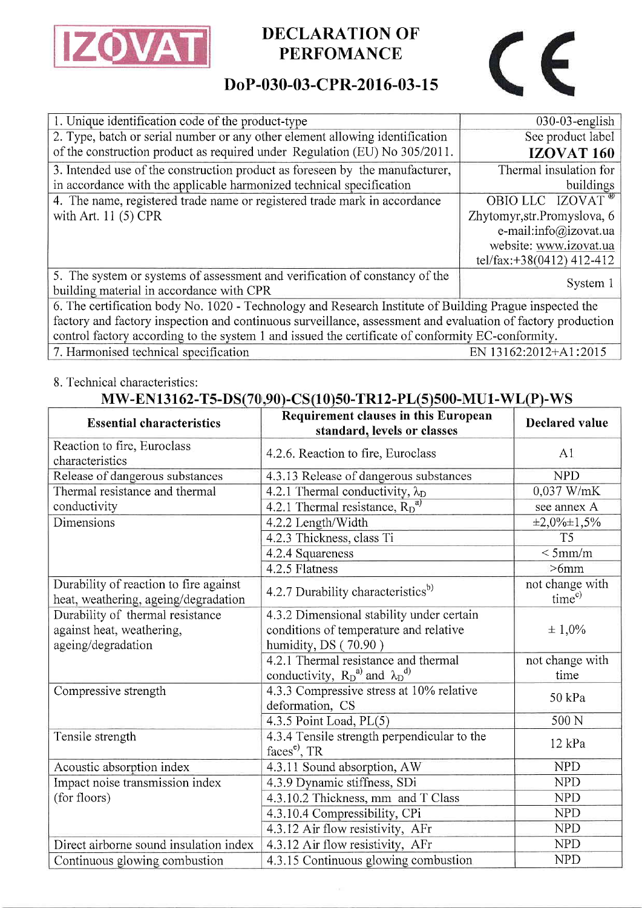IZOVAT

# DECLARATION OF PERFOMANCE

## DoP-030-03-CPR-2016-03-15

CE

| | |
|---|---|
| 1. Unique identification code of the product-type | 030-03-english |
| 2. Type, batch or serial number or any other element allowing identification of the construction product as required under Regulation (EU) No 305/2011. | See product label **IZOVAT 160** |
| 3. Intended use of the construction product as foreseen by the manufacturer, in accordance with the applicable harmonized technical specification | Thermal insulation for buildings |
| 4. The name, registered trade name or registered trade mark in accordance with Art. 11 (5) CPR | OBIO LLC IZOVAT ® Zhytomyr,str.Promyslova, 6 e-mail:info@izovat.ua website: www.izovat.ua tel/fax:+38(0412) 412-412 |
| 5. The system or systems of assessment and verification of constancy of the building material in accordance with CPR | System 1 |
| 6. The certification body No. 1020 - Technology and Research Institute of Building Prague inspected the factory and factory inspection and continuous surveillance, assessment and evaluation of factory production control factory according to the system 1 and issued the certificate of conformity EC-conformity. | |
| 7. Harmonised technical specification | EN 13162:2012+A1:2015 |

8. Technical characteristics:

**MW-EN13162-T5-DS(70,90)-CS(10)50-TR12-PL(5)500-MU1-WL(P)-WS**

| Essential characteristics | Requirement clauses in this European standard, levels or classes | Declared value |
|---|---|---|
| Reaction to fire, Euroclass characteristics | 4.2.6. Reaction to fire, Euroclass | A1 |
| Release of dangerous substances | 4.3.13 Release of dangerous substances | NPD |
| Thermal resistance and thermal conductivity | 4.2.1 Thermal conductivity, $\lambda_D$ | 0,037 W/mK |
| | 4.2.1 Thermal resistance, $R_D$[a] | see annex A |
| Dimensions | 4.2.2 Length/Width | ±2,0%±1,5% |
| | 4.2.3 Thickness, class Ti | T5 |
| | 4.2.4 Squareness | < 5mm/m |
| | 4.2.5 Flatness | >6mm |
| Durability of reaction to fire against heat, weathering, ageing/degradation | 4.2.7 Durability characteristics[b] | not change with time[c] |
| Durability of thermal resistance against heat, weathering, ageing/degradation | 4.3.2 Dimensional stability under certain conditions of temperature and relative humidity, DS ( 70.90 ) | ± 1,0% |
| | 4.2.1 Thermal resistance and thermal conductivity, $R_D$[a] and $\lambda_D$[d] | not change with time |
| Compressive strength | 4.3.3 Compressive stress at 10% relative deformation, CS | 50 kPa |
| | 4.3.5 Point Load, PL(5) | 500 N |
| Tensile strength | 4.3.4 Tensile strength perpendicular to the faces[e], TR | 12 kPa |
| Acoustic absorption index | 4.3.11 Sound absorption, AW | NPD |
| Impact noise transmission index (for floors) | 4.3.9 Dynamic stiffness, SDi | NPD |
| | 4.3.10.2 Thickness, mm and T Class | NPD |
| | 4.3.10.4 Compressibility, CPi | NPD |
| | 4.3.12 Air flow resistivity, AFr | NPD |
| Direct airborne sound insulation index | 4.3.12 Air flow resistivity, AFr | NPD |
| Continuous glowing combustion | 4.3.15 Continuous glowing combustion | NPD |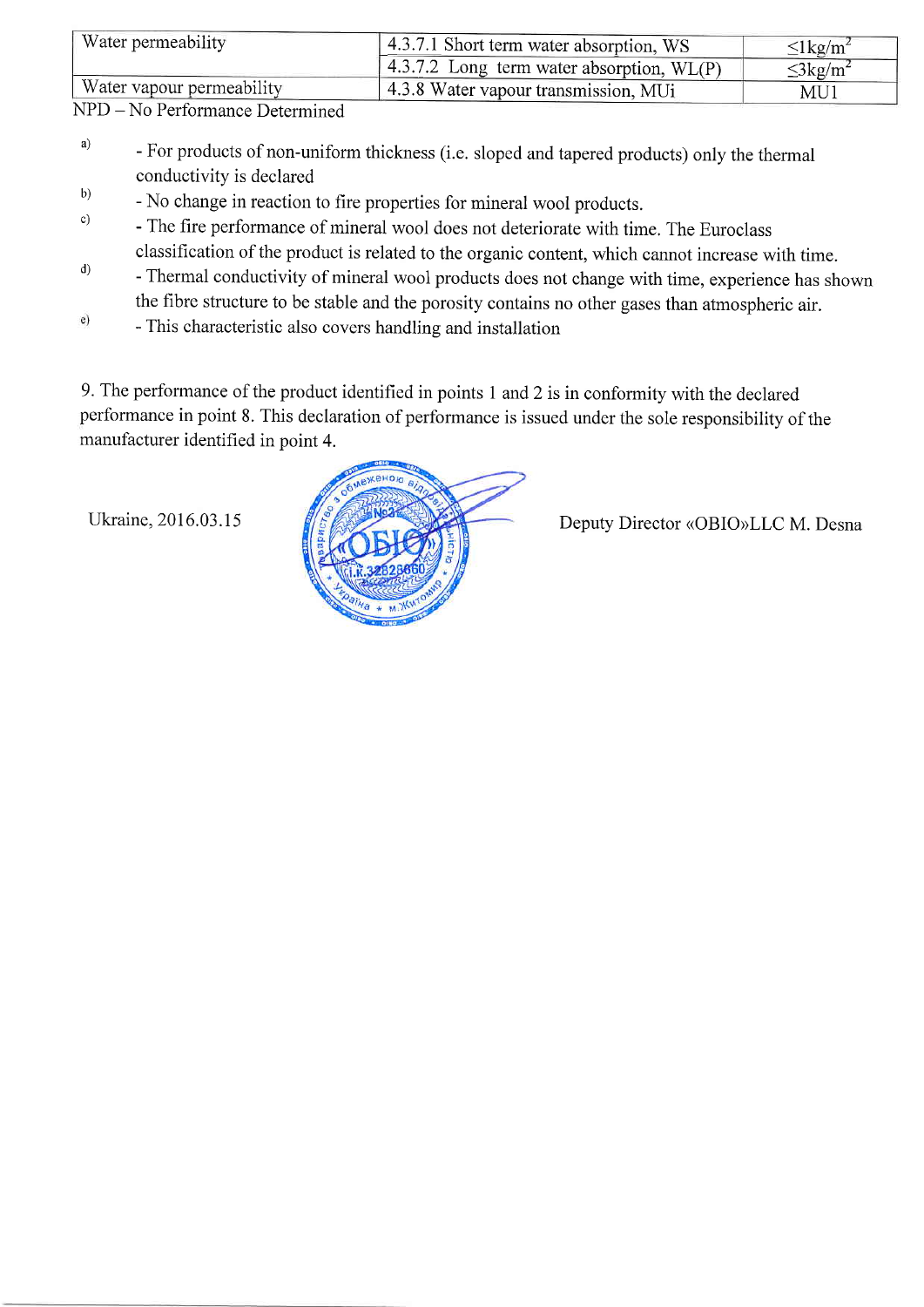| | | |
|---|---|---|
| Water permeability | 4.3.7.1 Short term water absorption, WS | ≤1kg/m$^2$ |
| | 4.3.7.2 Long term water absorption, WL(P) | ≤3kg/m$^2$ |
| Water vapour permeability | 4.3.8 Water vapour transmission, MUi | MU1 |

NPD – No Performance Determined

a) - For products of non-uniform thickness (i.e. sloped and tapered products) only the thermal conductivity is declared

b) - No change in reaction to fire properties for mineral wool products.

c) - The fire performance of mineral wool does not deteriorate with time. The Euroclass classification of the product is related to the organic content, which cannot increase with time.

d) - Thermal conductivity of mineral wool products does not change with time, experience has shown the fibre structure to be stable and the porosity contains no other gases than atmospheric air.

e) - This characteristic also covers handling and installation

9. The performance of the product identified in points 1 and 2 is in conformity with the declared performance in point 8. This declaration of performance is issued under the sole responsibility of the manufacturer identified in point 4.

Ukraine, 2016.03.15

Deputy Director «OBIO»LLC M. Desna